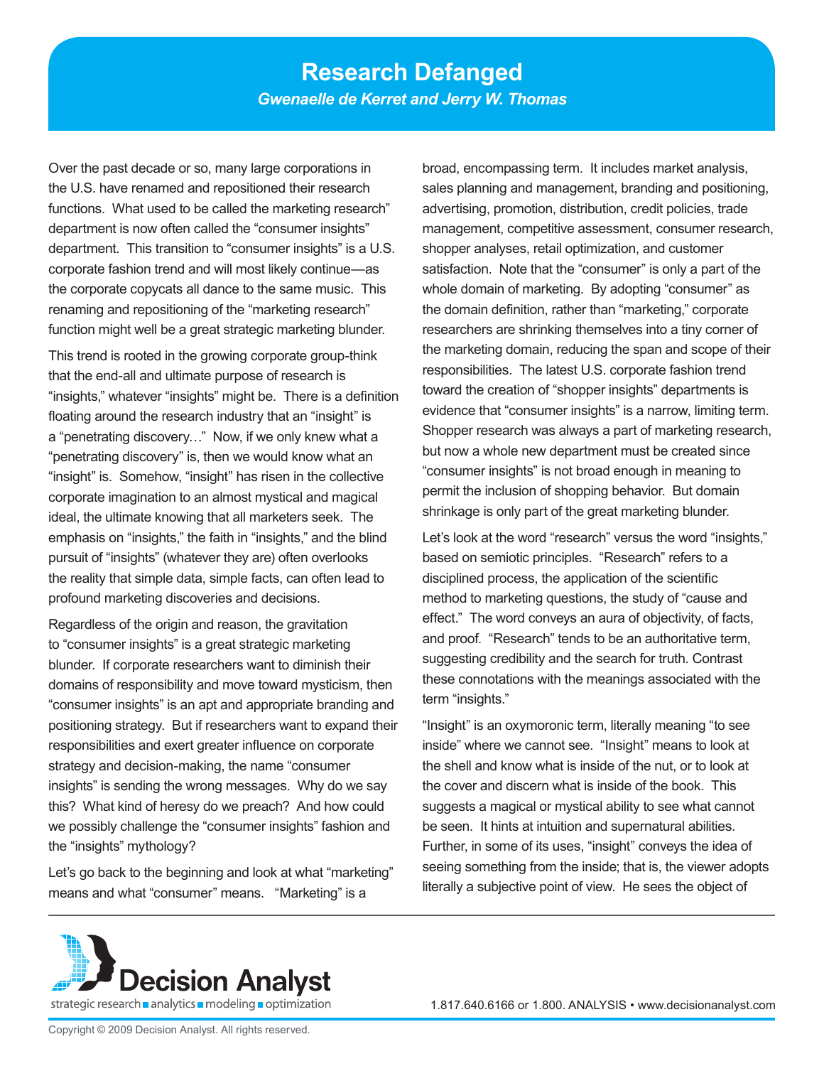# Research Defanged

***Gwenaelle de Kerret and Jerry W. Thomas***

Over the past decade or so, many large corporations in the U.S. have renamed and repositioned their research functions. What used to be called the marketing research" department is now often called the "consumer insights" department. This transition to "consumer insights" is a U.S. corporate fashion trend and will most likely continue—as the corporate copycats all dance to the same music. This renaming and repositioning of the "marketing research" function might well be a great strategic marketing blunder.

This trend is rooted in the growing corporate group-think that the end-all and ultimate purpose of research is "insights," whatever "insights" might be. There is a definition floating around the research industry that an "insight" is a "penetrating discovery…" Now, if we only knew what a "penetrating discovery" is, then we would know what an "insight" is. Somehow, "insight" has risen in the collective corporate imagination to an almost mystical and magical ideal, the ultimate knowing that all marketers seek. The emphasis on "insights," the faith in "insights," and the blind pursuit of "insights" (whatever they are) often overlooks the reality that simple data, simple facts, can often lead to profound marketing discoveries and decisions.

Regardless of the origin and reason, the gravitation to "consumer insights" is a great strategic marketing blunder. If corporate researchers want to diminish their domains of responsibility and move toward mysticism, then "consumer insights" is an apt and appropriate branding and positioning strategy. But if researchers want to expand their responsibilities and exert greater influence on corporate strategy and decision-making, the name "consumer insights" is sending the wrong messages. Why do we say this? What kind of heresy do we preach? And how could we possibly challenge the "consumer insights" fashion and the "insights" mythology?

Let's go back to the beginning and look at what "marketing" means and what "consumer" means. "Marketing" is a broad, encompassing term. It includes market analysis, sales planning and management, branding and positioning, advertising, promotion, distribution, credit policies, trade management, competitive assessment, consumer research, shopper analyses, retail optimization, and customer satisfaction. Note that the "consumer" is only a part of the whole domain of marketing. By adopting "consumer" as the domain definition, rather than "marketing," corporate researchers are shrinking themselves into a tiny corner of the marketing domain, reducing the span and scope of their responsibilities. The latest U.S. corporate fashion trend toward the creation of "shopper insights" departments is evidence that "consumer insights" is a narrow, limiting term. Shopper research was always a part of marketing research, but now a whole new department must be created since "consumer insights" is not broad enough in meaning to permit the inclusion of shopping behavior. But domain shrinkage is only part of the great marketing blunder.

Let's look at the word "research" versus the word "insights," based on semiotic principles. "Research" refers to a disciplined process, the application of the scientific method to marketing questions, the study of "cause and effect." The word conveys an aura of objectivity, of facts, and proof. "Research" tends to be an authoritative term, suggesting credibility and the search for truth. Contrast these connotations with the meanings associated with the term "insights."

"Insight" is an oxymoronic term, literally meaning "to see inside" where we cannot see. "Insight" means to look at the shell and know what is inside of the nut, or to look at the cover and discern what is inside of the book. This suggests a magical or mystical ability to see what cannot be seen. It hints at intuition and supernatural abilities. Further, in some of its uses, "insight" conveys the idea of seeing something from the inside; that is, the viewer adopts literally a subjective point of view. He sees the object of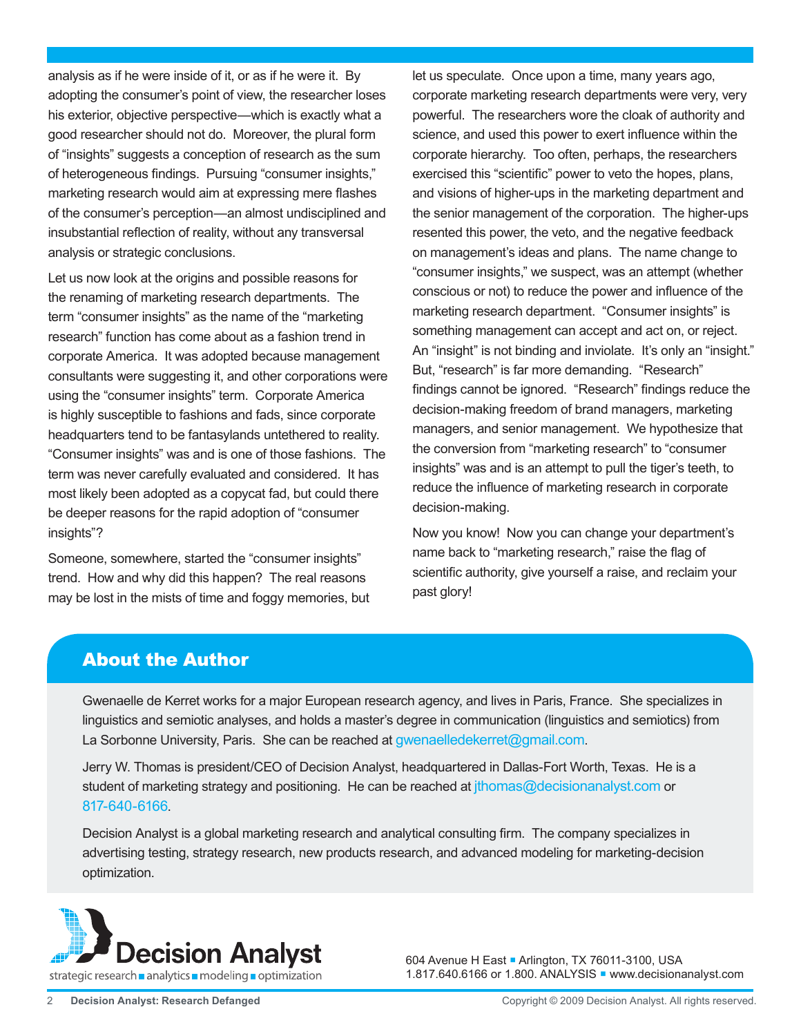analysis as if he were inside of it, or as if he were it. By adopting the consumer's point of view, the researcher loses his exterior, objective perspective—which is exactly what a good researcher should not do. Moreover, the plural form of "insights" suggests a conception of research as the sum of heterogeneous findings. Pursuing "consumer insights," marketing research would aim at expressing mere flashes of the consumer's perception—an almost undisciplined and insubstantial reflection of reality, without any transversal analysis or strategic conclusions.

Let us now look at the origins and possible reasons for the renaming of marketing research departments. The term "consumer insights" as the name of the "marketing research" function has come about as a fashion trend in corporate America. It was adopted because management consultants were suggesting it, and other corporations were using the "consumer insights" term. Corporate America is highly susceptible to fashions and fads, since corporate headquarters tend to be fantasylands untethered to reality. "Consumer insights" was and is one of those fashions. The term was never carefully evaluated and considered. It has most likely been adopted as a copycat fad, but could there be deeper reasons for the rapid adoption of "consumer insights"?

Someone, somewhere, started the "consumer insights" trend. How and why did this happen? The real reasons may be lost in the mists of time and foggy memories, but let us speculate. Once upon a time, many years ago, corporate marketing research departments were very, very powerful. The researchers wore the cloak of authority and science, and used this power to exert influence within the corporate hierarchy. Too often, perhaps, the researchers exercised this "scientific" power to veto the hopes, plans, and visions of higher-ups in the marketing department and the senior management of the corporation. The higher-ups resented this power, the veto, and the negative feedback on management's ideas and plans. The name change to "consumer insights," we suspect, was an attempt (whether conscious or not) to reduce the power and influence of the marketing research department. "Consumer insights" is something management can accept and act on, or reject. An "insight" is not binding and inviolate. It's only an "insight." But, "research" is far more demanding. "Research" findings cannot be ignored. "Research" findings reduce the decision-making freedom of brand managers, marketing managers, and senior management. We hypothesize that the conversion from "marketing research" to "consumer insights" was and is an attempt to pull the tiger's teeth, to reduce the influence of marketing research in corporate decision-making.

Now you know! Now you can change your department's name back to "marketing research," raise the flag of scientific authority, give yourself a raise, and reclaim your past glory!

## About the Author

Gwenaelle de Kerret works for a major European research agency, and lives in Paris, France. She specializes in linguistics and semiotic analyses, and holds a master's degree in communication (linguistics and semiotics) from La Sorbonne University, Paris. She can be reached at gwenaelledekerret@gmail.com.

Jerry W. Thomas is president/CEO of Decision Analyst, headquartered in Dallas-Fort Worth, Texas. He is a student of marketing strategy and positioning. He can be reached at jthomas@decisionanalyst.com or 817-640-6166.

Decision Analyst is a global marketing research and analytical consulting firm. The company specializes in advertising testing, strategy research, new products research, and advanced modeling for marketing-decision optimization.

Decision Analyst

strategic research ▪ analytics ▪ modeling ▪ optimization

604 Avenue H East ▪ Arlington, TX 76011-3100, USA
1.817.640.6166 or 1.800. ANALYSIS ▪ www.decisionanalyst.com

Copyright © 2009 Decision Analyst. All rights reserved.